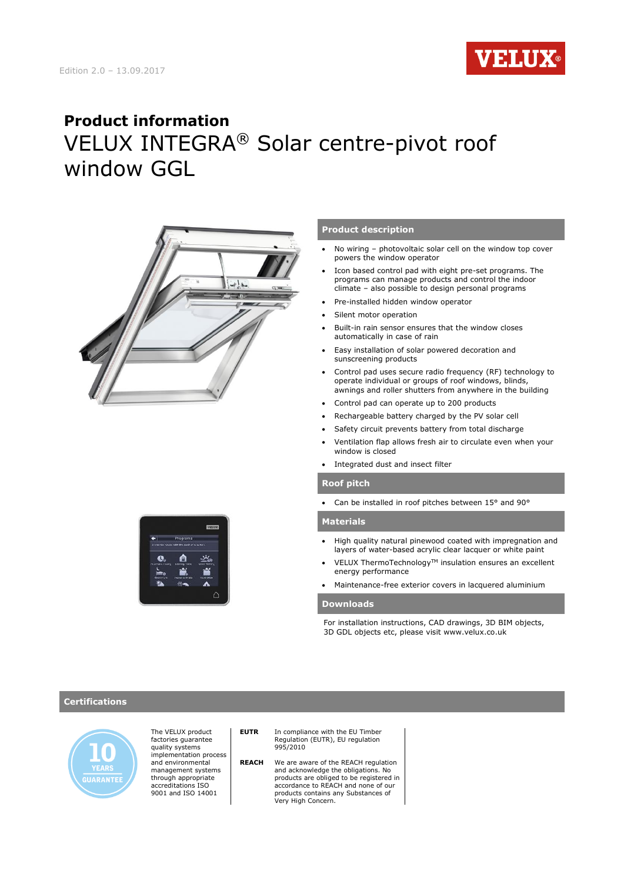Edition 2.0 – 13.09.2017

# Product information

## VELUX INTEGRA® Solar centre-pivot roof window GGL

### Product description

- No wiring – photovoltaic solar cell on the window top cover powers the window operator
- Icon based control pad with eight pre-set programs. The programs can manage products and control the indoor climate – also possible to design personal programs
- Pre-installed hidden window operator
- Silent motor operation
- Built-in rain sensor ensures that the window closes automatically in case of rain
- Easy installation of solar powered decoration and sunscreening products
- Control pad uses secure radio frequency (RF) technology to operate individual or groups of roof windows, blinds, awnings and roller shutters from anywhere in the building
- Control pad can operate up to 200 products
- Rechargeable battery charged by the PV solar cell
- Safety circuit prevents battery from total discharge
- Ventilation flap allows fresh air to circulate even when your window is closed
- Integrated dust and insect filter

### Roof pitch

- Can be installed in roof pitches between 15° and 90°

### Materials

- High quality natural pinewood coated with impregnation and layers of water-based acrylic clear lacquer or white paint
- VELUX ThermoTechnology™ insulation ensures an excellent energy performance
- Maintenance-free exterior covers in lacquered aluminium

### Downloads

For installation instructions, CAD drawings, 3D BIM objects, 3D GDL objects etc, please visit www.velux.co.uk

### Certifications

10 YEARS GUARANTEE

The VELUX product factories guarantee quality systems implementation process and environmental management systems through appropriate accreditations ISO 9001 and ISO 14001

**EUTR** In compliance with the EU Timber Regulation (EUTR), EU regulation 995/2010

**REACH** We are aware of the REACH regulation and acknowledge the obligations. No products are obliged to be registered in accordance to REACH and none of our products contains any Substances of Very High Concern.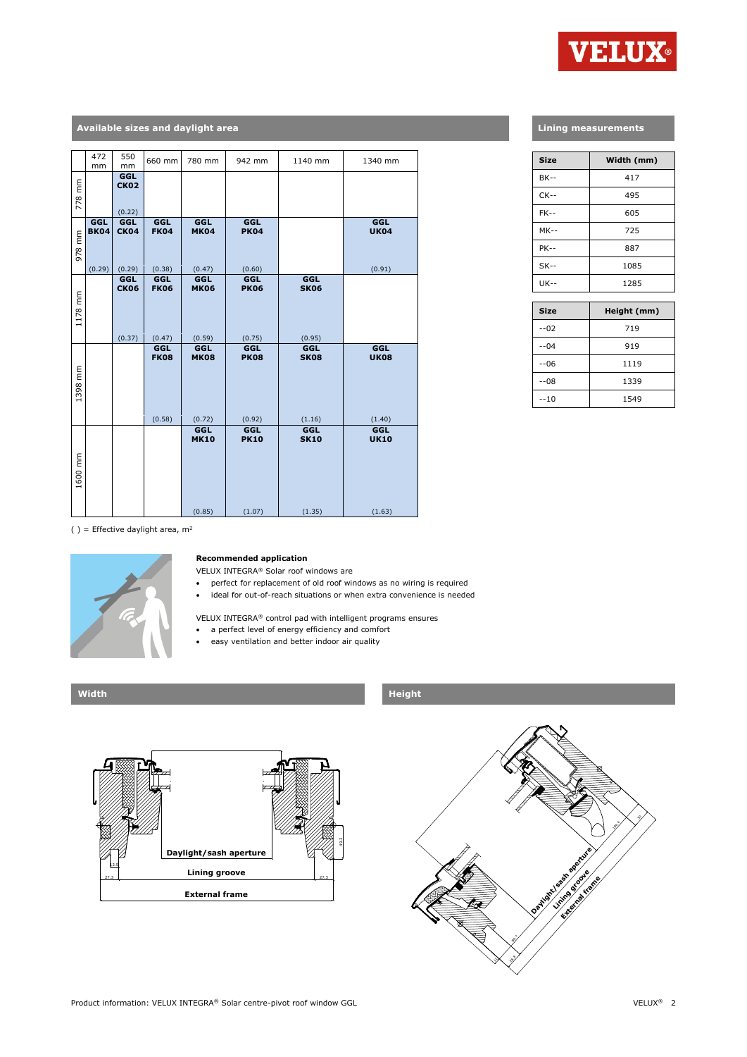## Available sizes and daylight area

| | 472 mm | 550 mm | 660 mm | 780 mm | 942 mm | 1140 mm | 1340 mm |
|---|---|---|---|---|---|---|---|
| 778 mm | | GGL CK02 (0.22) | | | | | |
| 978 mm | GGL BK04 (0.29) | GGL CK04 (0.29) | GGL FK04 (0.38) | GGL MK04 (0.47) | GGL PK04 (0.60) | | GGL UK04 (0.91) |
| 1178 mm | | GGL CK06 (0.37) | GGL FK06 (0.47) | GGL MK06 (0.59) | GGL PK06 (0.75) | GGL SK06 (0.95) | |
| 1398 mm | | | GGL FK08 (0.58) | GGL MK08 (0.72) | GGL PK08 (0.92) | GGL SK08 (1.16) | GGL UK08 (1.40) |
| 1600 mm | | | | GGL MK10 (0.85) | GGL PK10 (1.07) | GGL SK10 (1.35) | GGL UK10 (1.63) |

( ) = Effective daylight area, m²

## Lining measurements

| Size | Width (mm) |
|---|---|
| BK-- | 417 |
| CK-- | 495 |
| FK-- | 605 |
| MK-- | 725 |
| PK-- | 887 |
| SK-- | 1085 |
| UK-- | 1285 |

| Size | Height (mm) |
|---|---|
| --02 | 719 |
| --04 | 919 |
| --06 | 1119 |
| --08 | 1339 |
| --10 | 1549 |

**Recommended application**

VELUX INTEGRA® Solar roof windows are

- perfect for replacement of old roof windows as no wiring is required
- ideal for out-of-reach situations or when extra convenience is needed

VELUX INTEGRA® control pad with intelligent programs ensures

- a perfect level of energy efficiency and comfort
- easy ventilation and better indoor air quality

## Width

Daylight/sash aperture

Lining groove

External frame

## Height

Daylight/sash aperture

Lining groove

External frame

Product information: VELUX INTEGRA® Solar centre-pivot roof window GGL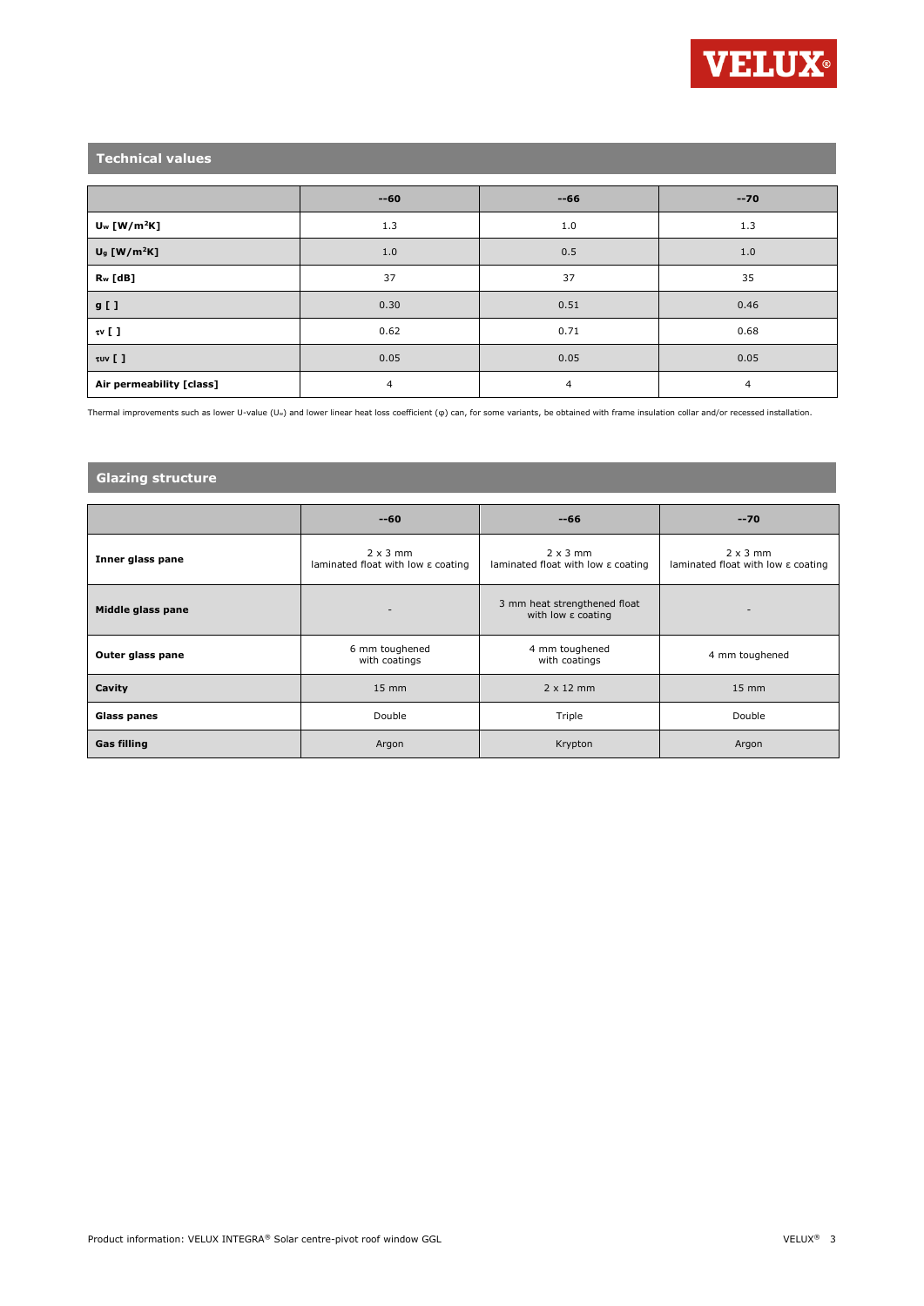## Technical values

| | --60 | --66 | --70 |
|---|---|---|---|
| $U_w$ [W/m²K] | 1.3 | 1.0 | 1.3 |
| $U_g$ [W/m²K] | 1.0 | 0.5 | 1.0 |
| $R_w$ [dB] | 37 | 37 | 35 |
| g [ ] | 0.30 | 0.51 | 0.46 |
| $\tau_v$ [ ] | 0.62 | 0.71 | 0.68 |
| $\tau_{uv}$ [ ] | 0.05 | 0.05 | 0.05 |
| Air permeability [class] | 4 | 4 | 4 |

Thermal improvements such as lower U-value ($U_w$) and lower linear heat loss coefficient (φ) can, for some variants, be obtained with frame insulation collar and/or recessed installation.

## Glazing structure

| | --60 | --66 | --70 |
|---|---|---|---|
| **Inner glass pane** | 2 x 3 mm laminated float with low ε coating | 2 x 3 mm laminated float with low ε coating | 2 x 3 mm laminated float with low ε coating |
| **Middle glass pane** | - | 3 mm heat strengthened float with low ε coating | - |
| **Outer glass pane** | 6 mm toughened with coatings | 4 mm toughened with coatings | 4 mm toughened |
| **Cavity** | 15 mm | 2 x 12 mm | 15 mm |
| **Glass panes** | Double | Triple | Double |
| **Gas filling** | Argon | Krypton | Argon |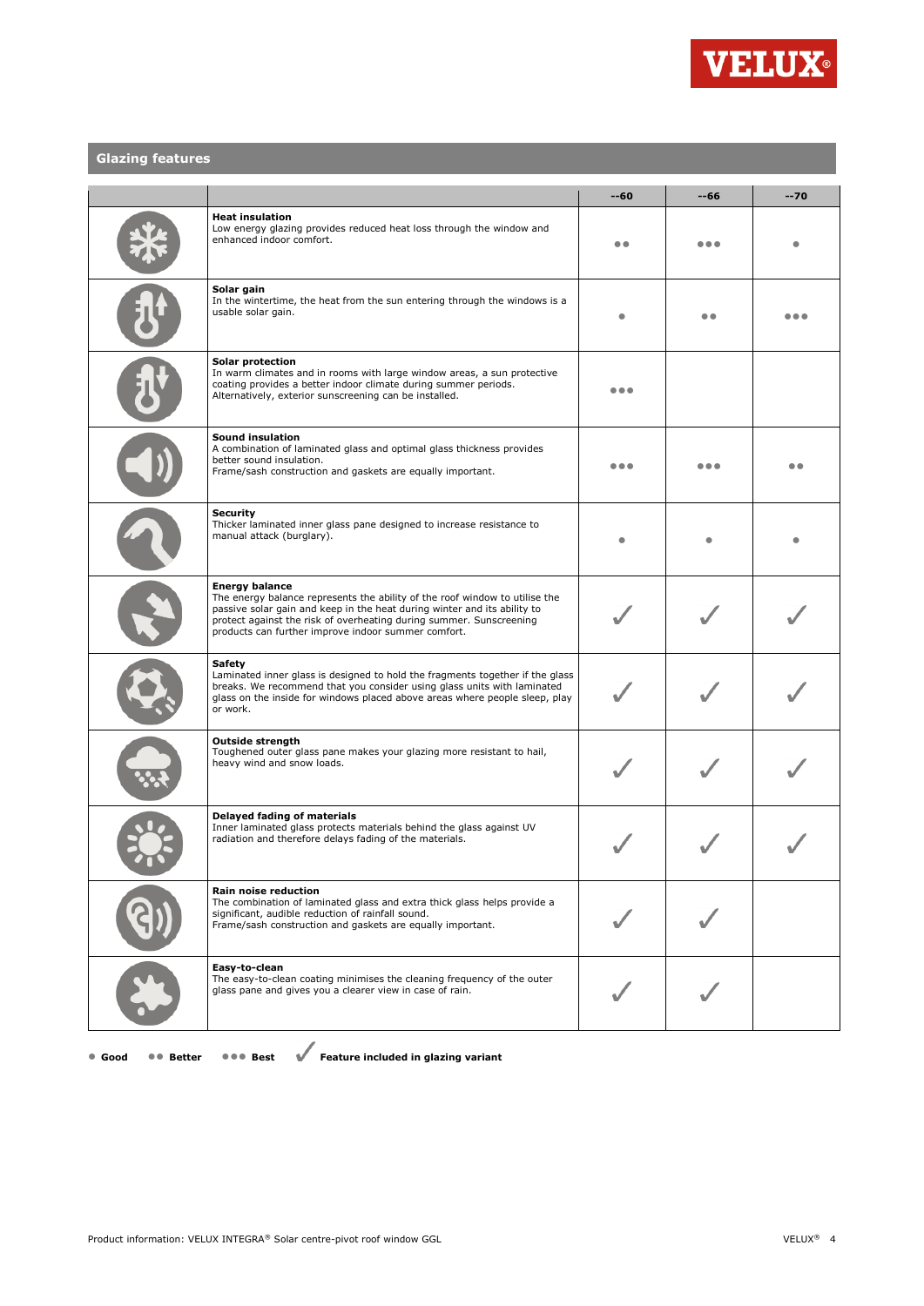## Glazing features

| | | --60 | --66 | --70 |
|---|---|---|---|---|
| | **Heat insulation**<br>Low energy glazing provides reduced heat loss through the window and enhanced indoor comfort. | ●● | ●●● | ● |
| | **Solar gain**<br>In the wintertime, the heat from the sun entering through the windows is a usable solar gain. | ● | ●● | ●●● |
| | **Solar protection**<br>In warm climates and in rooms with large window areas, a sun protective coating provides a better indoor climate during summer periods. Alternatively, exterior sunscreening can be installed. | ●●● | | |
| | **Sound insulation**<br>A combination of laminated glass and optimal glass thickness provides better sound insulation.<br>Frame/sash construction and gaskets are equally important. | ●●● | ●●● | ●● |
| | **Security**<br>Thicker laminated inner glass pane designed to increase resistance to manual attack (burglary). | ● | ● | ● |
| | **Energy balance**<br>The energy balance represents the ability of the roof window to utilise the passive solar gain and keep in the heat during winter and its ability to protect against the risk of overheating during summer. Sunscreening products can further improve indoor summer comfort. | ✓ | ✓ | ✓ |
| | **Safety**<br>Laminated inner glass is designed to hold the fragments together if the glass breaks. We recommend that you consider using glass units with laminated glass on the inside for windows placed above areas where people sleep, play or work. | ✓ | ✓ | ✓ |
| | **Outside strength**<br>Toughened outer glass pane makes your glazing more resistant to hail, heavy wind and snow loads. | ✓ | ✓ | ✓ |
| | **Delayed fading of materials**<br>Inner laminated glass protects materials behind the glass against UV radiation and therefore delays fading of the materials. | ✓ | ✓ | ✓ |
| | **Rain noise reduction**<br>The combination of laminated glass and extra thick glass helps provide a significant, audible reduction of rainfall sound.<br>Frame/sash construction and gaskets are equally important. | ✓ | ✓ | |
| | **Easy-to-clean**<br>The easy-to-clean coating minimises the cleaning frequency of the outer glass pane and gives you a clearer view in case of rain. | ✓ | ✓ | |

● **Good** ●● **Better** ●●● **Best** ✓ **Feature included in glazing variant**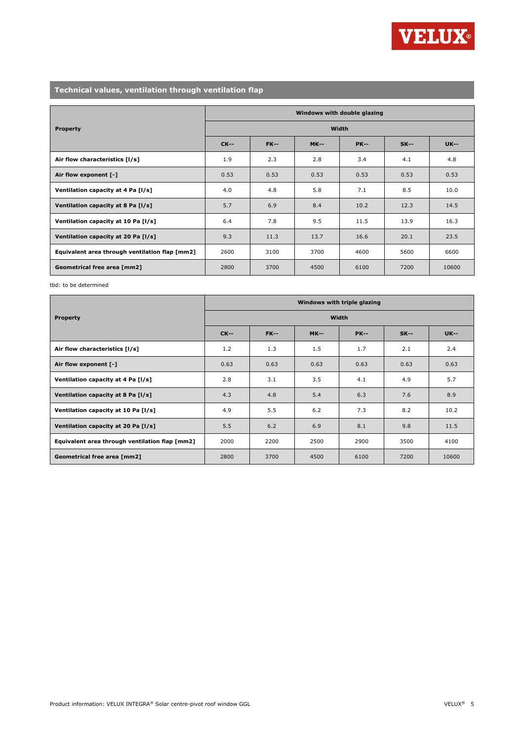## Technical values, ventilation through ventilation flap

| Property | Windows with double glazing | | | | | |
|---|---|---|---|---|---|---|
| | Width | | | | | |
| | CK-- | FK-- | MK-- | PK-- | SK-- | UK-- |
| Air flow characteristics [l/s] | 1.9 | 2.3 | 2.8 | 3.4 | 4.1 | 4.8 |
| Air flow exponent [-] | 0.53 | 0.53 | 0.53 | 0.53 | 0.53 | 0.53 |
| Ventilation capacity at 4 Pa [l/s] | 4.0 | 4.8 | 5.8 | 7.1 | 8.5 | 10.0 |
| Ventilation capacity at 8 Pa [l/s] | 5.7 | 6.9 | 8.4 | 10.2 | 12.3 | 14.5 |
| Ventilation capacity at 10 Pa [l/s] | 6.4 | 7.8 | 9.5 | 11.5 | 13.9 | 16.3 |
| Ventilation capacity at 20 Pa [l/s] | 9.3 | 11.3 | 13.7 | 16.6 | 20.1 | 23.5 |
| Equivalent area through ventilation flap [mm2] | 2600 | 3100 | 3700 | 4600 | 5600 | 6600 |
| Geometrical free area [mm2] | 2800 | 3700 | 4500 | 6100 | 7200 | 10600 |

tbd: to be determined

| Property | Windows with triple glazing | | | | | |
|---|---|---|---|---|---|---|
| | Width | | | | | |
| | CK-- | FK-- | MK-- | PK-- | SK-- | UK-- |
| Air flow characteristics [l/s] | 1.2 | 1.3 | 1.5 | 1.7 | 2.1 | 2.4 |
| Air flow exponent [-] | 0.63 | 0.63 | 0.63 | 0.63 | 0.63 | 0.63 |
| Ventilation capacity at 4 Pa [l/s] | 2.8 | 3.1 | 3.5 | 4.1 | 4.9 | 5.7 |
| Ventilation capacity at 8 Pa [l/s] | 4.3 | 4.8 | 5.4 | 6.3 | 7.6 | 8.9 |
| Ventilation capacity at 10 Pa [l/s] | 4.9 | 5.5 | 6.2 | 7.3 | 8.2 | 10.2 |
| Ventilation capacity at 20 Pa [l/s] | 5.5 | 6.2 | 6.9 | 8.1 | 9.8 | 11.5 |
| Equivalent area through ventilation flap [mm2] | 2000 | 2200 | 2500 | 2900 | 3500 | 4100 |
| Geometrical free area [mm2] | 2800 | 3700 | 4500 | 6100 | 7200 | 10600 |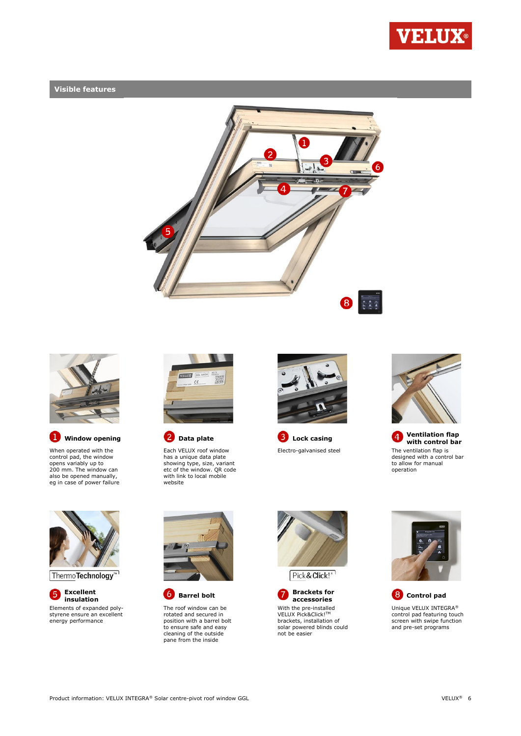## Visible features

### 1 Window opening

When operated with the control pad, the window opens variably up to 200 mm. The window can also be opened manually, eg in case of power failure

### 2 Data plate

Each VELUX roof window has a unique data plate showing type, size, variant etc of the window. QR code with link to local mobile website

### 3 Lock casing

Electro-galvanised steel

### 4 Ventilation flap with control bar

The ventilation flap is designed with a control bar to allow for manual operation

ThermoTechnology™

### 5 Excellent insulation

Elements of expanded poly-styrene ensure an excellent energy performance

### 6 Barrel bolt

The roof window can be rotated and secured in position with a barrel bolt to ensure safe and easy cleaning of the outside pane from the inside

Pick&Click!®

### 7 Brackets for accessories

With the pre-installed VELUX Pick&Click!™ brackets, installation of solar powered blinds could not be easier

### 8 Control pad

Unique VELUX INTEGRA® control pad featuring touch screen with swipe function and pre-set programs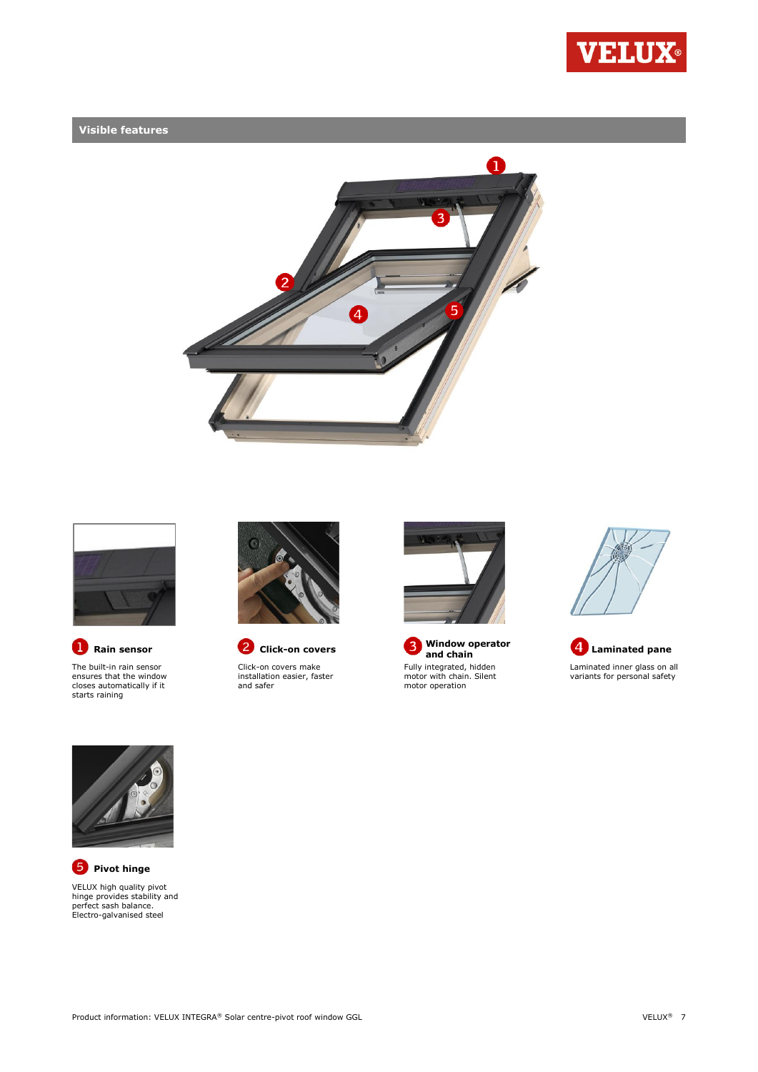## Visible features

**1 Rain sensor**

The built-in rain sensor ensures that the window closes automatically if it starts raining

**2 Click-on covers**

Click-on covers make installation easier, faster and safer

**3 Window operator and chain**

Fully integrated, hidden motor with chain. Silent motor operation

**4 Laminated pane**

Laminated inner glass on all variants for personal safety

**5 Pivot hinge**

VELUX high quality pivot hinge provides stability and perfect sash balance. Electro-galvanised steel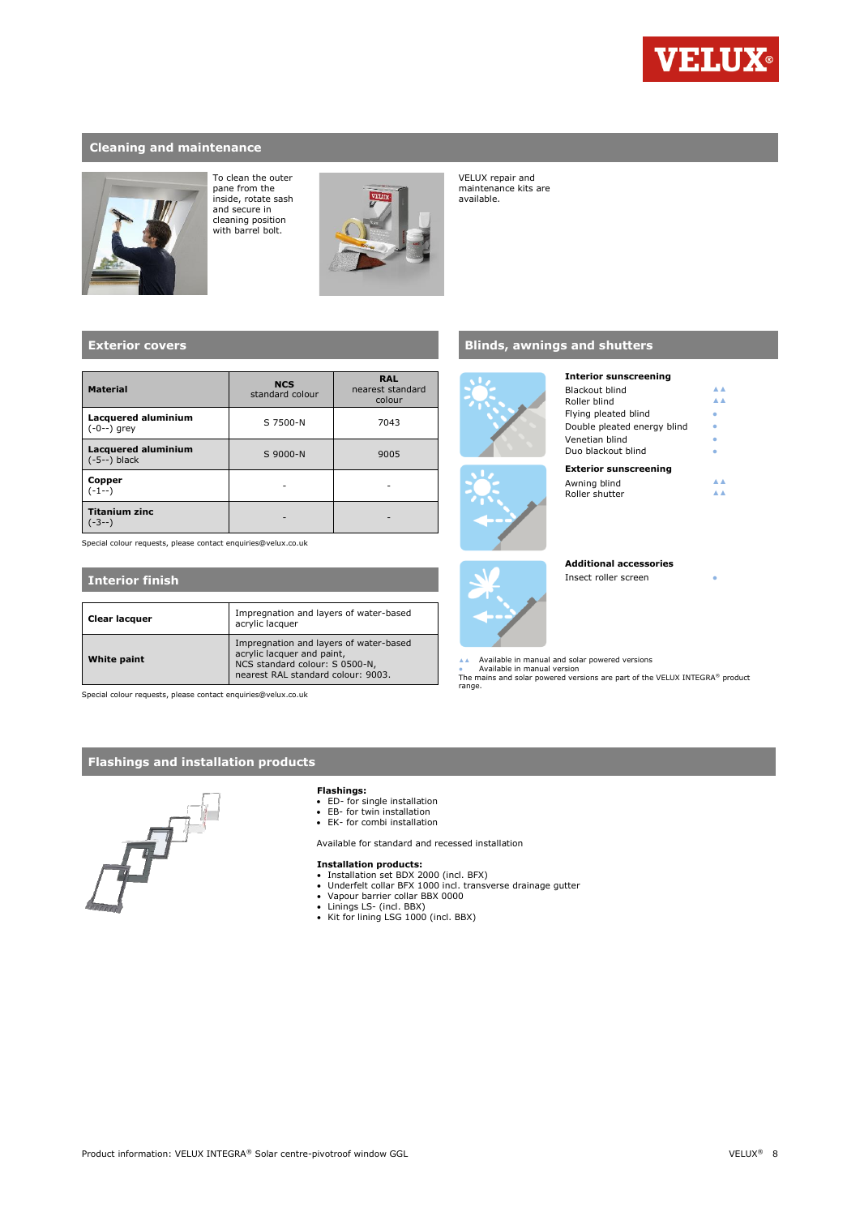## Cleaning and maintenance

To clean the outer pane from the inside, rotate sash and secure in cleaning position with barrel bolt.

VELUX repair and maintenance kits are available.

## Exterior covers

| Material | NCS standard colour | RAL nearest standard colour |
|---|---|---|
| **Lacquered aluminium** (-0--) grey | S 7500-N | 7043 |
| **Lacquered aluminium** (-5--) black | S 9000-N | 9005 |
| **Copper** (-1--) | - | - |
| **Titanium zinc** (-3--) | - | - |

Special colour requests, please contact enquiries@velux.co.uk

## Interior finish

| | |
|---|---|
| **Clear lacquer** | Impregnation and layers of water-based acrylic lacquer |
| **White paint** | Impregnation and layers of water-based acrylic lacquer and paint, NCS standard colour: S 0500-N, nearest RAL standard colour: 9003. |

Special colour requests, please contact enquiries@velux.co.uk

## Blinds, awnings and shutters

**Interior sunscreening**

| | |
|---|---|
| Blackout blind | ▲▲ |
| Roller blind | ▲▲ |
| Flying pleated blind | • |
| Double pleated energy blind | • |
| Venetian blind | • |
| Duo blackout blind | • |

**Exterior sunscreening**

| | |
|---|---|
| Awning blind | ▲▲ |
| Roller shutter | ▲▲ |

**Additional accessories**

| | |
|---|---|
| Insect roller screen | • |

▲▲ Available in manual and solar powered versions
• Available in manual version
The mains and solar powered versions are part of the VELUX INTEGRA® product range.

## Flashings and installation products

**Flashings:**
- ED- for single installation
- EB- for twin installation
- EK- for combi installation

Available for standard and recessed installation

**Installation products:**
- Installation set BDX 2000 (incl. BFX)
- Underfelt collar BFX 1000 incl. transverse drainage gutter
- Vapour barrier collar BBX 0000
- Linings LS- (incl. BBX)
- Kit for lining LSG 1000 (incl. BBX)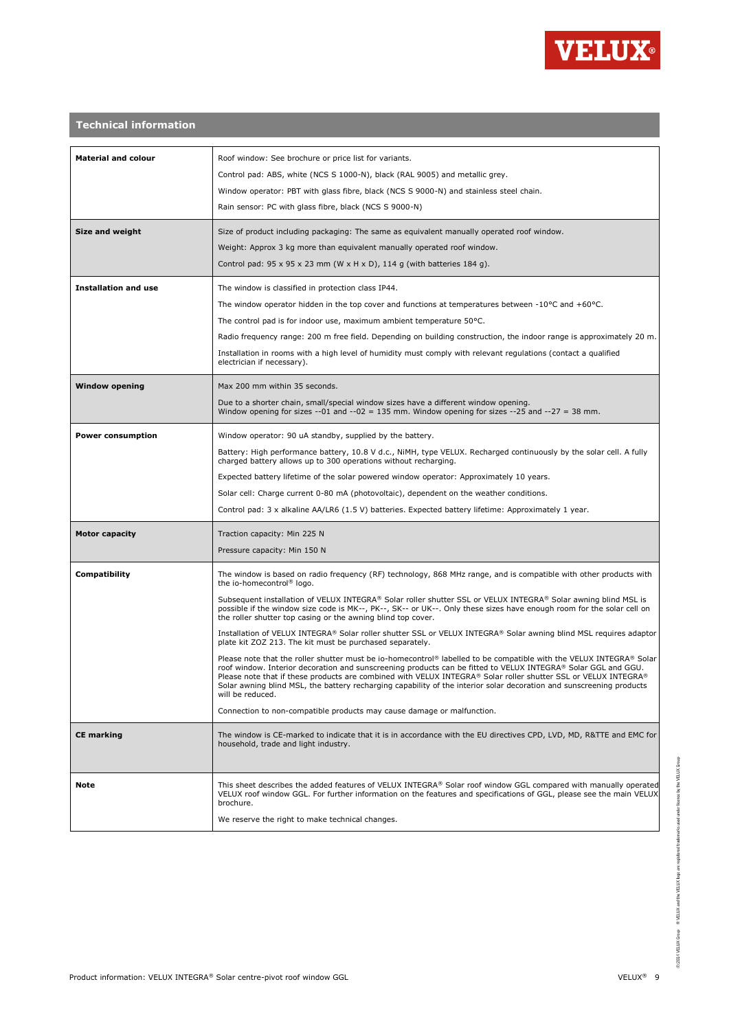## Technical information

| | |
|---|---|
| **Material and colour** | Roof window: See brochure or price list for variants.<br>Control pad: ABS, white (NCS S 1000-N), black (RAL 9005) and metallic grey.<br>Window operator: PBT with glass fibre, black (NCS S 9000-N) and stainless steel chain.<br>Rain sensor: PC with glass fibre, black (NCS S 9000-N) |
| **Size and weight** | Size of product including packaging: The same as equivalent manually operated roof window.<br>Weight: Approx 3 kg more than equivalent manually operated roof window.<br>Control pad: 95 x 95 x 23 mm (W x H x D), 114 g (with batteries 184 g). |
| **Installation and use** | The window is classified in protection class IP44.<br>The window operator hidden in the top cover and functions at temperatures between -10°C and +60°C.<br>The control pad is for indoor use, maximum ambient temperature 50°C.<br>Radio frequency range: 200 m free field. Depending on building construction, the indoor range is approximately 20 m.<br>Installation in rooms with a high level of humidity must comply with relevant regulations (contact a qualified electrician if necessary). |
| **Window opening** | Max 200 mm within 35 seconds.<br>Due to a shorter chain, small/special window sizes have a different window opening. Window opening for sizes --01 and --02 = 135 mm. Window opening for sizes --25 and --27 = 38 mm. |
| **Power consumption** | Window operator: 90 uA standby, supplied by the battery.<br>Battery: High performance battery, 10.8 V d.c., NiMH, type VELUX. Recharged continuously by the solar cell. A fully charged battery allows up to 300 operations without recharging.<br>Expected battery lifetime of the solar powered window operator: Approximately 10 years.<br>Solar cell: Charge current 0-80 mA (photovoltaic), dependent on the weather conditions.<br>Control pad: 3 x alkaline AA/LR6 (1.5 V) batteries. Expected battery lifetime: Approximately 1 year. |
| **Motor capacity** | Traction capacity: Min 225 N<br>Pressure capacity: Min 150 N |
| **Compatibility** | The window is based on radio frequency (RF) technology, 868 MHz range, and is compatible with other products with the io-homecontrol® logo.<br>Subsequent installation of VELUX INTEGRA® Solar roller shutter SSL or VELUX INTEGRA® Solar awning blind MSL is possible if the window size code is MK--, PK--, SK-- or UK--. Only these sizes have enough room for the solar cell on the roller shutter top casing or the awning blind top cover.<br>Installation of VELUX INTEGRA® Solar roller shutter SSL or VELUX INTEGRA® Solar awning blind MSL requires adaptor plate kit ZOZ 213. The kit must be purchased separately.<br>Please note that the roller shutter must be io-homecontrol® labelled to be compatible with the VELUX INTEGRA® Solar roof window. Interior decoration and sunscreening products can be fitted to VELUX INTEGRA® Solar GGL and GGU. Please note that if these products are combined with VELUX INTEGRA® Solar roller shutter SSL or VELUX INTEGRA® Solar awning blind MSL, the battery recharging capability of the interior solar decoration and sunscreening products will be reduced.<br>Connection to non-compatible products may cause damage or malfunction. |
| **CE marking** | The window is CE-marked to indicate that it is in accordance with the EU directives CPD, LVD, MD, R&TTE and EMC for household, trade and light industry. |
| **Note** | This sheet describes the added features of VELUX INTEGRA® Solar roof window GGL compared with manually operated VELUX roof window GGL. For further information on the features and specifications of GGL, please see the main VELUX brochure.<br>We reserve the right to make technical changes. |